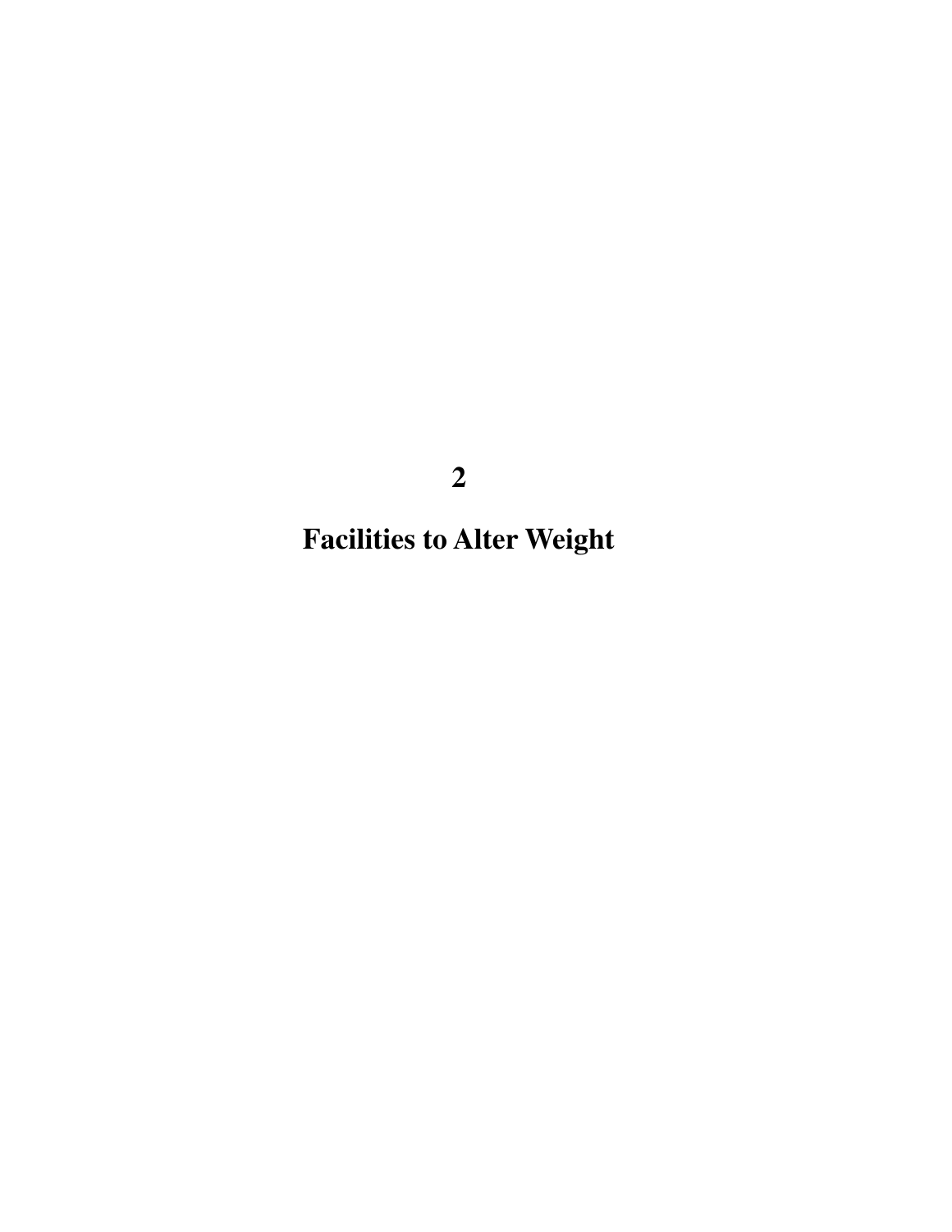# 2

# Facilities to Alter Weight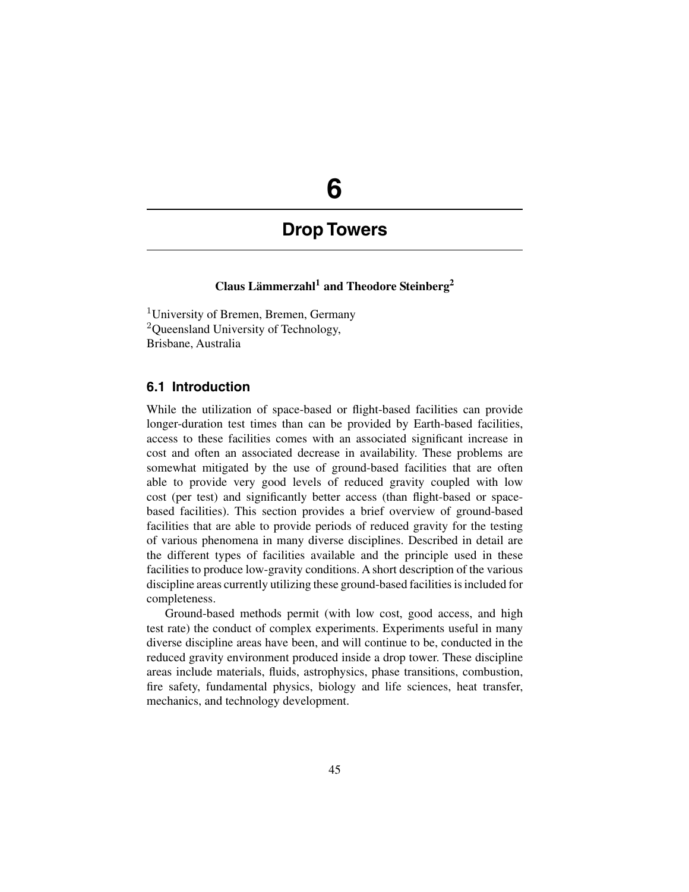# 6

# Drop Towers

**Claus Lämmerzahl[1] and Theodore Steinberg[2]**

[1]University of Bremen, Bremen, Germany
[2]Queensland University of Technology, Brisbane, Australia

## 6.1 Introduction

While the utilization of space-based or flight-based facilities can provide longer-duration test times than can be provided by Earth-based facilities, access to these facilities comes with an associated significant increase in cost and often an associated decrease in availability. These problems are somewhat mitigated by the use of ground-based facilities that are often able to provide very good levels of reduced gravity coupled with low cost (per test) and significantly better access (than flight-based or space-based facilities). This section provides a brief overview of ground-based facilities that are able to provide periods of reduced gravity for the testing of various phenomena in many diverse disciplines. Described in detail are the different types of facilities available and the principle used in these facilities to produce low-gravity conditions. A short description of the various discipline areas currently utilizing these ground-based facilities is included for completeness.

Ground-based methods permit (with low cost, good access, and high test rate) the conduct of complex experiments. Experiments useful in many diverse discipline areas have been, and will continue to be, conducted in the reduced gravity environment produced inside a drop tower. These discipline areas include materials, fluids, astrophysics, phase transitions, combustion, fire safety, fundamental physics, biology and life sciences, heat transfer, mechanics, and technology development.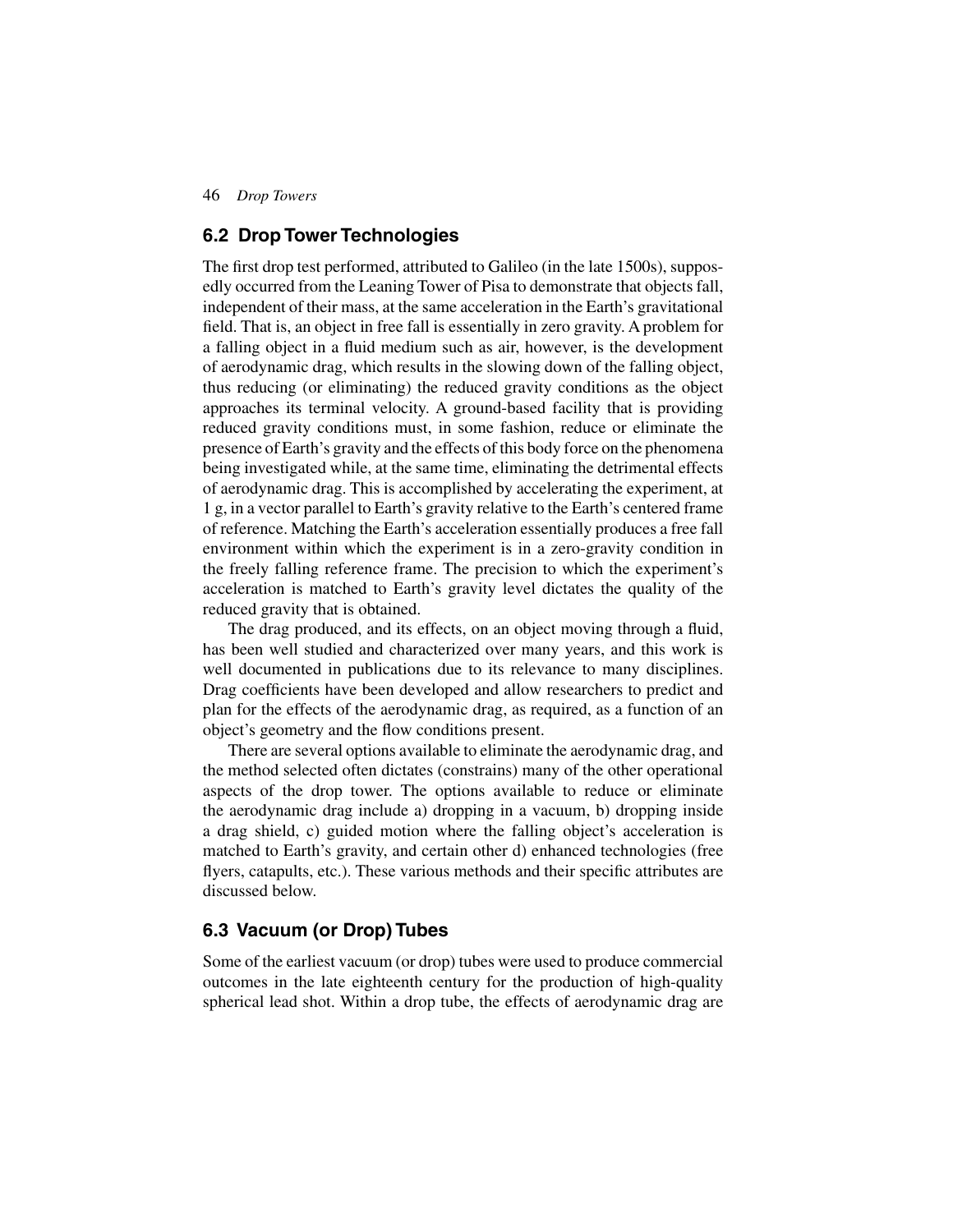## 6.2 Drop Tower Technologies

The first drop test performed, attributed to Galileo (in the late 1500s), supposedly occurred from the Leaning Tower of Pisa to demonstrate that objects fall, independent of their mass, at the same acceleration in the Earth's gravitational field. That is, an object in free fall is essentially in zero gravity. A problem for a falling object in a fluid medium such as air, however, is the development of aerodynamic drag, which results in the slowing down of the falling object, thus reducing (or eliminating) the reduced gravity conditions as the object approaches its terminal velocity. A ground-based facility that is providing reduced gravity conditions must, in some fashion, reduce or eliminate the presence of Earth's gravity and the effects of this body force on the phenomena being investigated while, at the same time, eliminating the detrimental effects of aerodynamic drag. This is accomplished by accelerating the experiment, at 1 g, in a vector parallel to Earth's gravity relative to the Earth's centered frame of reference. Matching the Earth's acceleration essentially produces a free fall environment within which the experiment is in a zero-gravity condition in the freely falling reference frame. The precision to which the experiment's acceleration is matched to Earth's gravity level dictates the quality of the reduced gravity that is obtained.

The drag produced, and its effects, on an object moving through a fluid, has been well studied and characterized over many years, and this work is well documented in publications due to its relevance to many disciplines. Drag coefficients have been developed and allow researchers to predict and plan for the effects of the aerodynamic drag, as required, as a function of an object's geometry and the flow conditions present.

There are several options available to eliminate the aerodynamic drag, and the method selected often dictates (constrains) many of the other operational aspects of the drop tower. The options available to reduce or eliminate the aerodynamic drag include a) dropping in a vacuum, b) dropping inside a drag shield, c) guided motion where the falling object's acceleration is matched to Earth's gravity, and certain other d) enhanced technologies (free flyers, catapults, etc.). These various methods and their specific attributes are discussed below.

## 6.3 Vacuum (or Drop) Tubes

Some of the earliest vacuum (or drop) tubes were used to produce commercial outcomes in the late eighteenth century for the production of high-quality spherical lead shot. Within a drop tube, the effects of aerodynamic drag are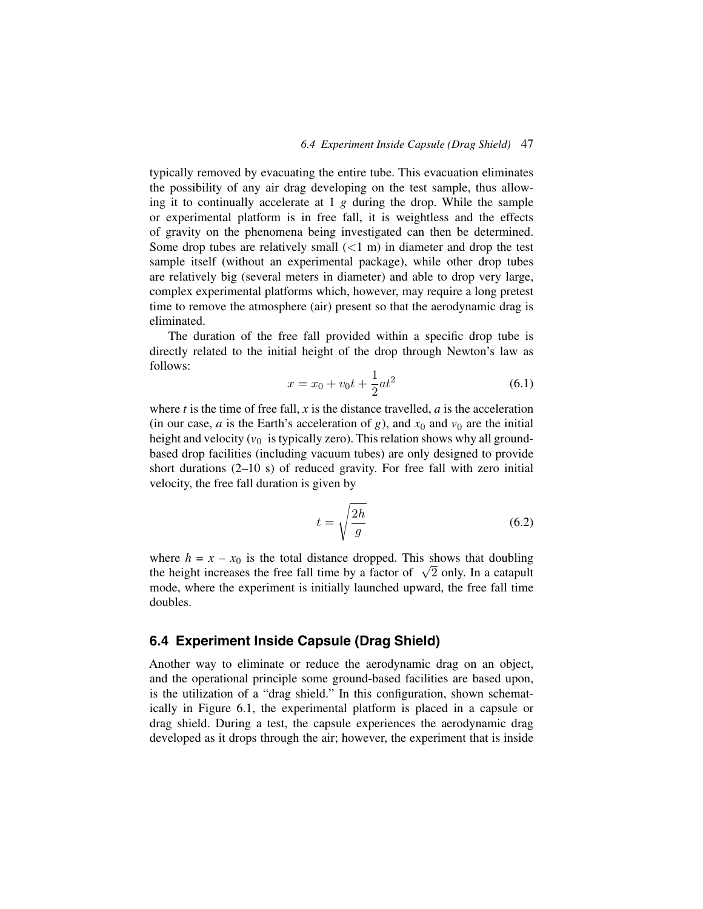typically removed by evacuating the entire tube. This evacuation eliminates the possibility of any air drag developing on the test sample, thus allowing it to continually accelerate at 1 *g* during the drop. While the sample or experimental platform is in free fall, it is weightless and the effects of gravity on the phenomena being investigated can then be determined. Some drop tubes are relatively small (<1 m) in diameter and drop the test sample itself (without an experimental package), while other drop tubes are relatively big (several meters in diameter) and able to drop very large, complex experimental platforms which, however, may require a long pretest time to remove the atmosphere (air) present so that the aerodynamic drag is eliminated.

The duration of the free fall provided within a specific drop tube is directly related to the initial height of the drop through Newton's law as follows:

$$x = x_0 + v_0 t + \frac{1}{2}at^2 \tag{6.1}$$

where $t$ is the time of free fall, $x$ is the distance travelled, $a$ is the acceleration (in our case, $a$ is the Earth's acceleration of $g$), and $x_0$ and $v_0$ are the initial height and velocity ($v_0$ is typically zero). This relation shows why all ground-based drop facilities (including vacuum tubes) are only designed to provide short durations (2–10 s) of reduced gravity. For free fall with zero initial velocity, the free fall duration is given by

$$t = \sqrt{\frac{2h}{g}} \tag{6.2}$$

where $h = x - x_0$ is the total distance dropped. This shows that doubling the height increases the free fall time by a factor of $\sqrt{2}$ only. In a catapult mode, where the experiment is initially launched upward, the free fall time doubles.

## 6.4 Experiment Inside Capsule (Drag Shield)

Another way to eliminate or reduce the aerodynamic drag on an object, and the operational principle some ground-based facilities are based upon, is the utilization of a "drag shield." In this configuration, shown schematically in Figure 6.1, the experimental platform is placed in a capsule or drag shield. During a test, the capsule experiences the aerodynamic drag developed as it drops through the air; however, the experiment that is inside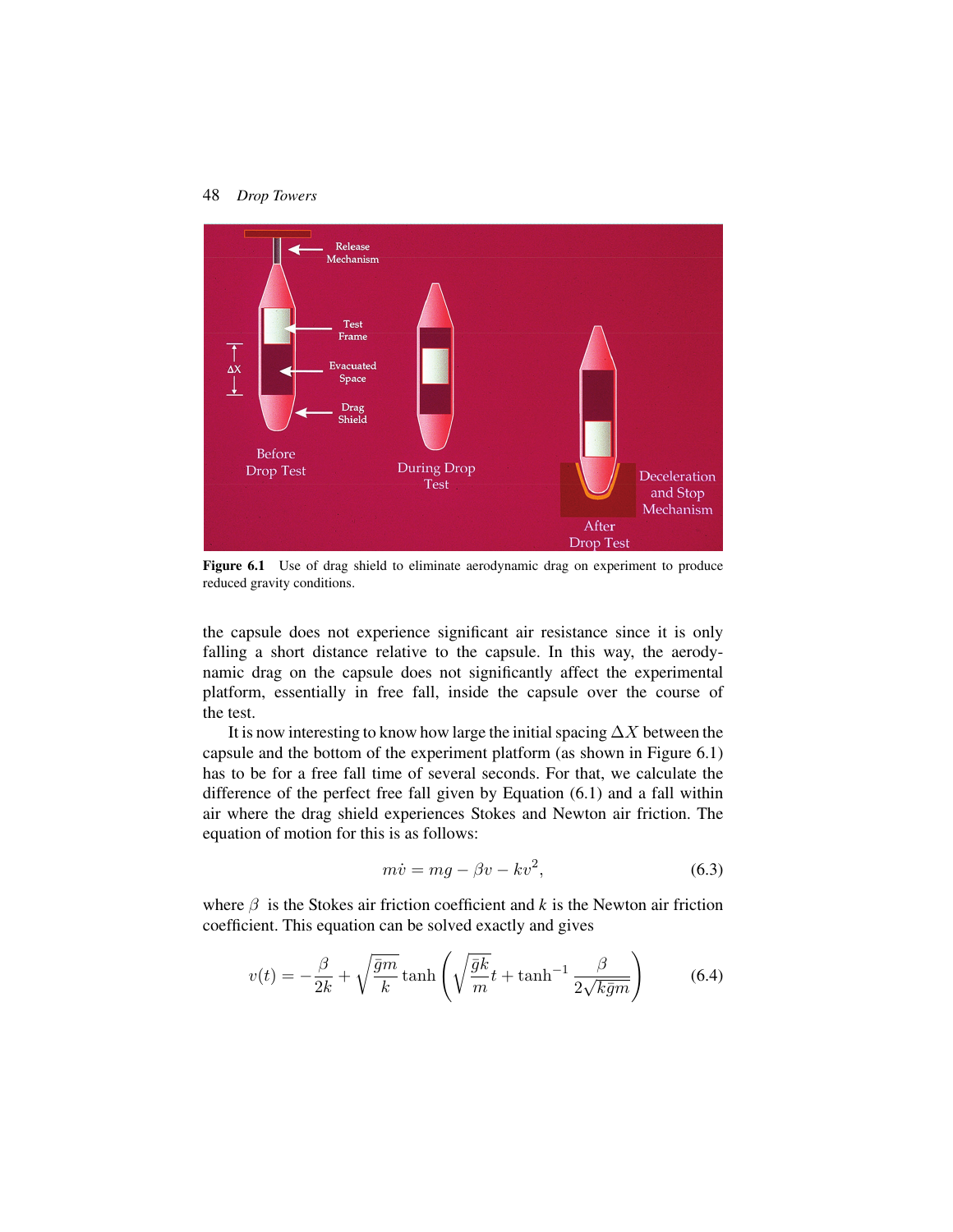Figure 6.1 Use of drag shield to eliminate aerodynamic drag on experiment to produce reduced gravity conditions.

the capsule does not experience significant air resistance since it is only falling a short distance relative to the capsule. In this way, the aerodynamic drag on the capsule does not significantly affect the experimental platform, essentially in free fall, inside the capsule over the course of the test.

It is now interesting to know how large the initial spacing $\Delta X$ between the capsule and the bottom of the experiment platform (as shown in Figure 6.1) has to be for a free fall time of several seconds. For that, we calculate the difference of the perfect free fall given by Equation (6.1) and a fall within air where the drag shield experiences Stokes and Newton air friction. The equation of motion for this is as follows:

$$m\dot{v} = mg - \beta v - kv^2, \tag{6.3}$$

where $\beta$ is the Stokes air friction coefficient and $k$ is the Newton air friction coefficient. This equation can be solved exactly and gives

$$v(t) = -\frac{\beta}{2k} + \sqrt{\frac{\bar{g}m}{k}} \tanh\left(\sqrt{\frac{\bar{g}k}{m}}t + \tanh^{-1}\frac{\beta}{2\sqrt{k\bar{g}m}}\right) \tag{6.4}$$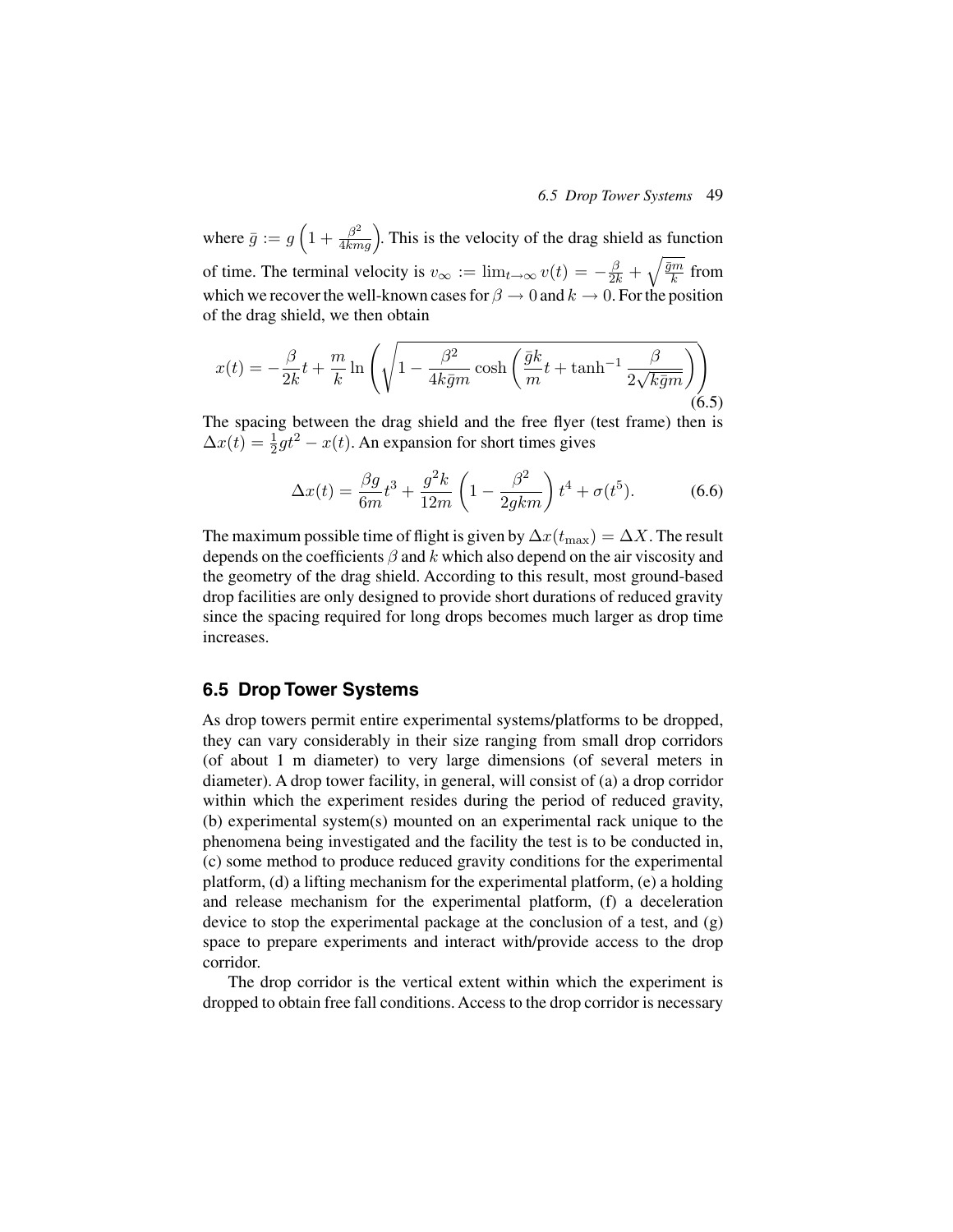where $\bar{g} := g\left(1 + \frac{\beta^2}{4kmg}\right)$. This is the velocity of the drag shield as function of time. The terminal velocity is $v_\infty := \lim_{t\to\infty} v(t) = -\frac{\beta}{2k} + \sqrt{\frac{\bar{g}m}{k}}$ from which we recover the well-known cases for $\beta \to 0$ and $k \to 0$. For the position of the drag shield, we then obtain

$$x(t) = -\frac{\beta}{2k}t + \frac{m}{k}\ln\left(\sqrt{1 - \frac{\beta^2}{4k\bar{g}m}}\cosh\left(\frac{\bar{g}k}{m}t + \tanh^{-1}\frac{\beta}{2\sqrt{k\bar{g}m}}\right)\right) \tag{6.5}$$

The spacing between the drag shield and the free flyer (test frame) then is $\Delta x(t) = \frac{1}{2}gt^2 - x(t)$. An expansion for short times gives

$$\Delta x(t) = \frac{\beta g}{6m}t^3 + \frac{g^2 k}{12m}\left(1 - \frac{\beta^2}{2gkm}\right)t^4 + \sigma(t^5). \tag{6.6}$$

The maximum possible time of flight is given by $\Delta x(t_{\max}) = \Delta X$. The result depends on the coefficients $\beta$ and $k$ which also depend on the air viscosity and the geometry of the drag shield. According to this result, most ground-based drop facilities are only designed to provide short durations of reduced gravity since the spacing required for long drops becomes much larger as drop time increases.

## 6.5 Drop Tower Systems

As drop towers permit entire experimental systems/platforms to be dropped, they can vary considerably in their size ranging from small drop corridors (of about 1 m diameter) to very large dimensions (of several meters in diameter). A drop tower facility, in general, will consist of (a) a drop corridor within which the experiment resides during the period of reduced gravity, (b) experimental system(s) mounted on an experimental rack unique to the phenomena being investigated and the facility the test is to be conducted in, (c) some method to produce reduced gravity conditions for the experimental platform, (d) a lifting mechanism for the experimental platform, (e) a holding and release mechanism for the experimental platform, (f) a deceleration device to stop the experimental package at the conclusion of a test, and (g) space to prepare experiments and interact with/provide access to the drop corridor.

The drop corridor is the vertical extent within which the experiment is dropped to obtain free fall conditions. Access to the drop corridor is necessary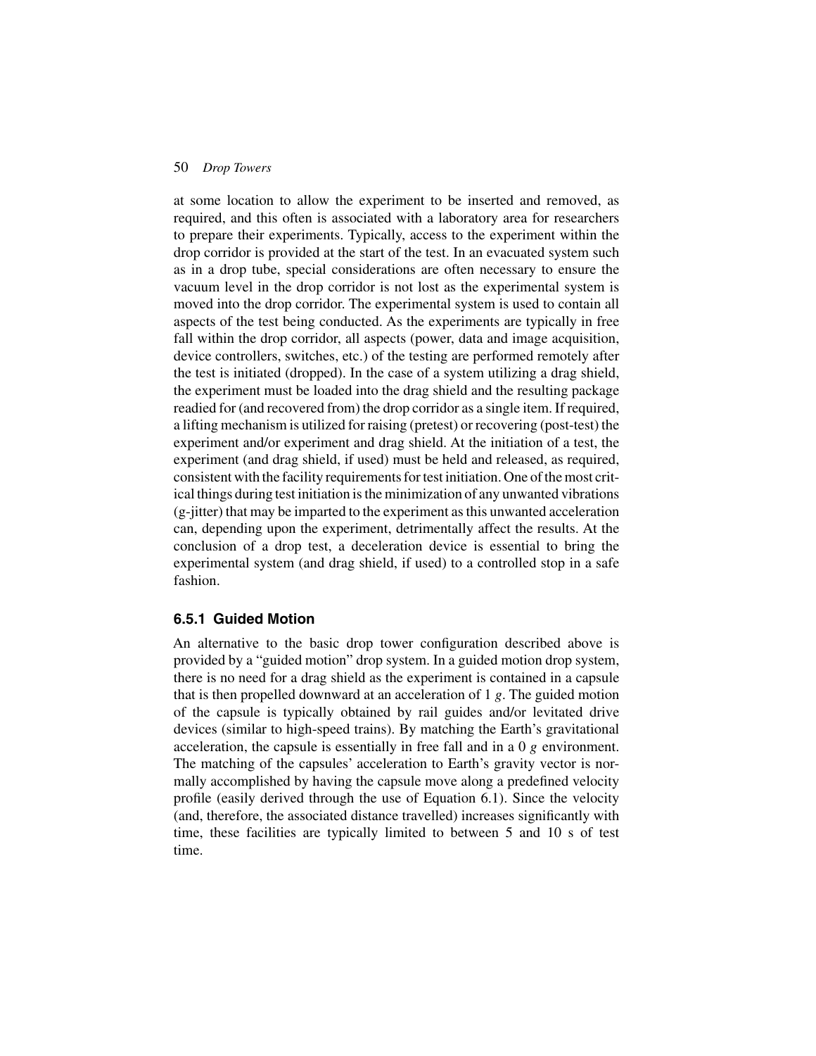at some location to allow the experiment to be inserted and removed, as required, and this often is associated with a laboratory area for researchers to prepare their experiments. Typically, access to the experiment within the drop corridor is provided at the start of the test. In an evacuated system such as in a drop tube, special considerations are often necessary to ensure the vacuum level in the drop corridor is not lost as the experimental system is moved into the drop corridor. The experimental system is used to contain all aspects of the test being conducted. As the experiments are typically in free fall within the drop corridor, all aspects (power, data and image acquisition, device controllers, switches, etc.) of the testing are performed remotely after the test is initiated (dropped). In the case of a system utilizing a drag shield, the experiment must be loaded into the drag shield and the resulting package readied for (and recovered from) the drop corridor as a single item. If required, a lifting mechanism is utilized for raising (pretest) or recovering (post-test) the experiment and/or experiment and drag shield. At the initiation of a test, the experiment (and drag shield, if used) must be held and released, as required, consistent with the facility requirements for test initiation. One of the most critical things during test initiation is the minimization of any unwanted vibrations (g-jitter) that may be imparted to the experiment as this unwanted acceleration can, depending upon the experiment, detrimentally affect the results. At the conclusion of a drop test, a deceleration device is essential to bring the experimental system (and drag shield, if used) to a controlled stop in a safe fashion.

### 6.5.1 Guided Motion

An alternative to the basic drop tower configuration described above is provided by a "guided motion" drop system. In a guided motion drop system, there is no need for a drag shield as the experiment is contained in a capsule that is then propelled downward at an acceleration of 1 $g$. The guided motion of the capsule is typically obtained by rail guides and/or levitated drive devices (similar to high-speed trains). By matching the Earth's gravitational acceleration, the capsule is essentially in free fall and in a 0 $g$ environment. The matching of the capsules' acceleration to Earth's gravity vector is normally accomplished by having the capsule move along a predefined velocity profile (easily derived through the use of Equation 6.1). Since the velocity (and, therefore, the associated distance travelled) increases significantly with time, these facilities are typically limited to between 5 and 10 s of test time.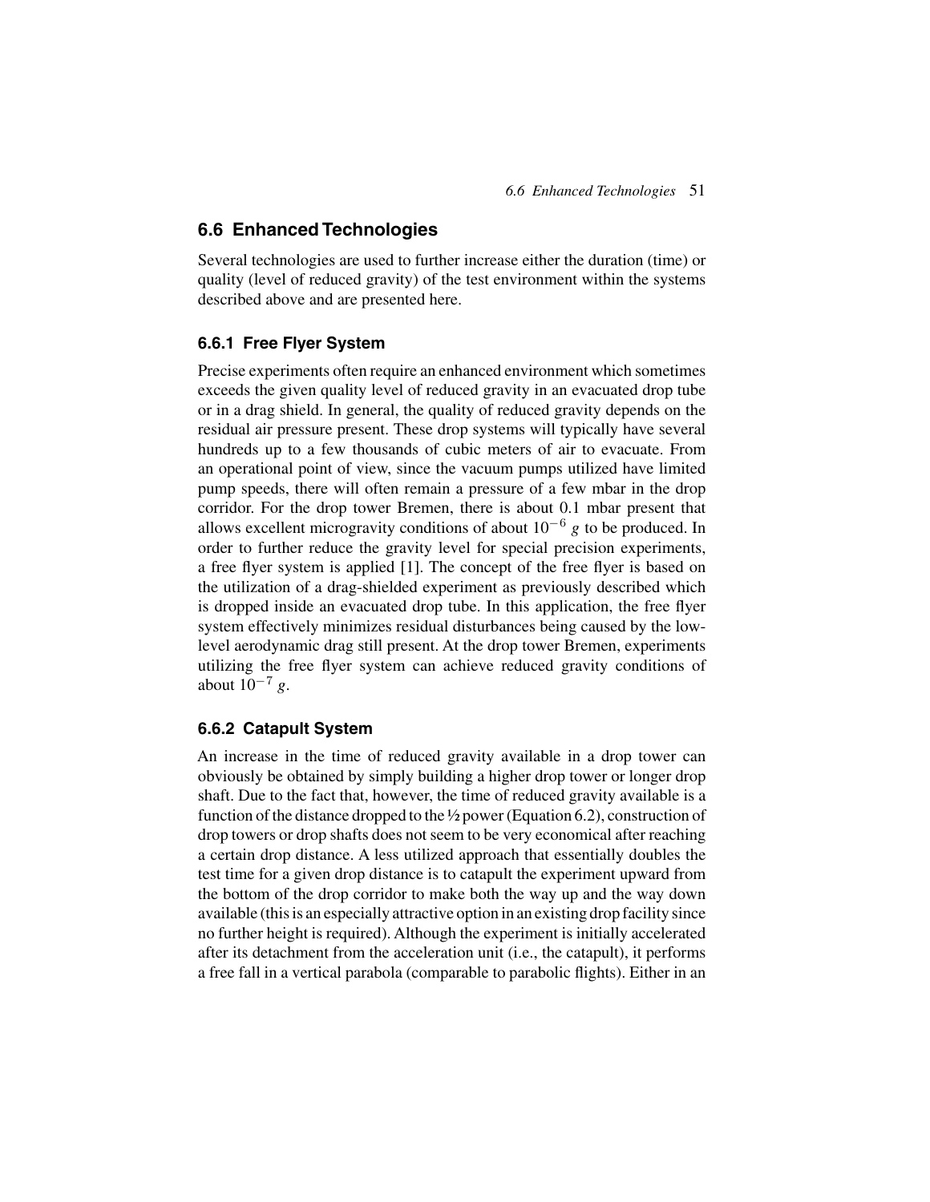## 6.6 Enhanced Technologies

Several technologies are used to further increase either the duration (time) or quality (level of reduced gravity) of the test environment within the systems described above and are presented here.

### 6.6.1 Free Flyer System

Precise experiments often require an enhanced environment which sometimes exceeds the given quality level of reduced gravity in an evacuated drop tube or in a drag shield. In general, the quality of reduced gravity depends on the residual air pressure present. These drop systems will typically have several hundreds up to a few thousands of cubic meters of air to evacuate. From an operational point of view, since the vacuum pumps utilized have limited pump speeds, there will often remain a pressure of a few mbar in the drop corridor. For the drop tower Bremen, there is about 0.1 mbar present that allows excellent microgravity conditions of about $10^{-6}$ $g$ to be produced. In order to further reduce the gravity level for special precision experiments, a free flyer system is applied [1]. The concept of the free flyer is based on the utilization of a drag-shielded experiment as previously described which is dropped inside an evacuated drop tube. In this application, the free flyer system effectively minimizes residual disturbances being caused by the low-level aerodynamic drag still present. At the drop tower Bremen, experiments utilizing the free flyer system can achieve reduced gravity conditions of about $10^{-7}$ $g$.

### 6.6.2 Catapult System

An increase in the time of reduced gravity available in a drop tower can obviously be obtained by simply building a higher drop tower or longer drop shaft. Due to the fact that, however, the time of reduced gravity available is a function of the distance dropped to the ½ power (Equation 6.2), construction of drop towers or drop shafts does not seem to be very economical after reaching a certain drop distance. A less utilized approach that essentially doubles the test time for a given drop distance is to catapult the experiment upward from the bottom of the drop corridor to make both the way up and the way down available (this is an especially attractive option in an existing drop facility since no further height is required). Although the experiment is initially accelerated after its detachment from the acceleration unit (i.e., the catapult), it performs a free fall in a vertical parabola (comparable to parabolic flights). Either in an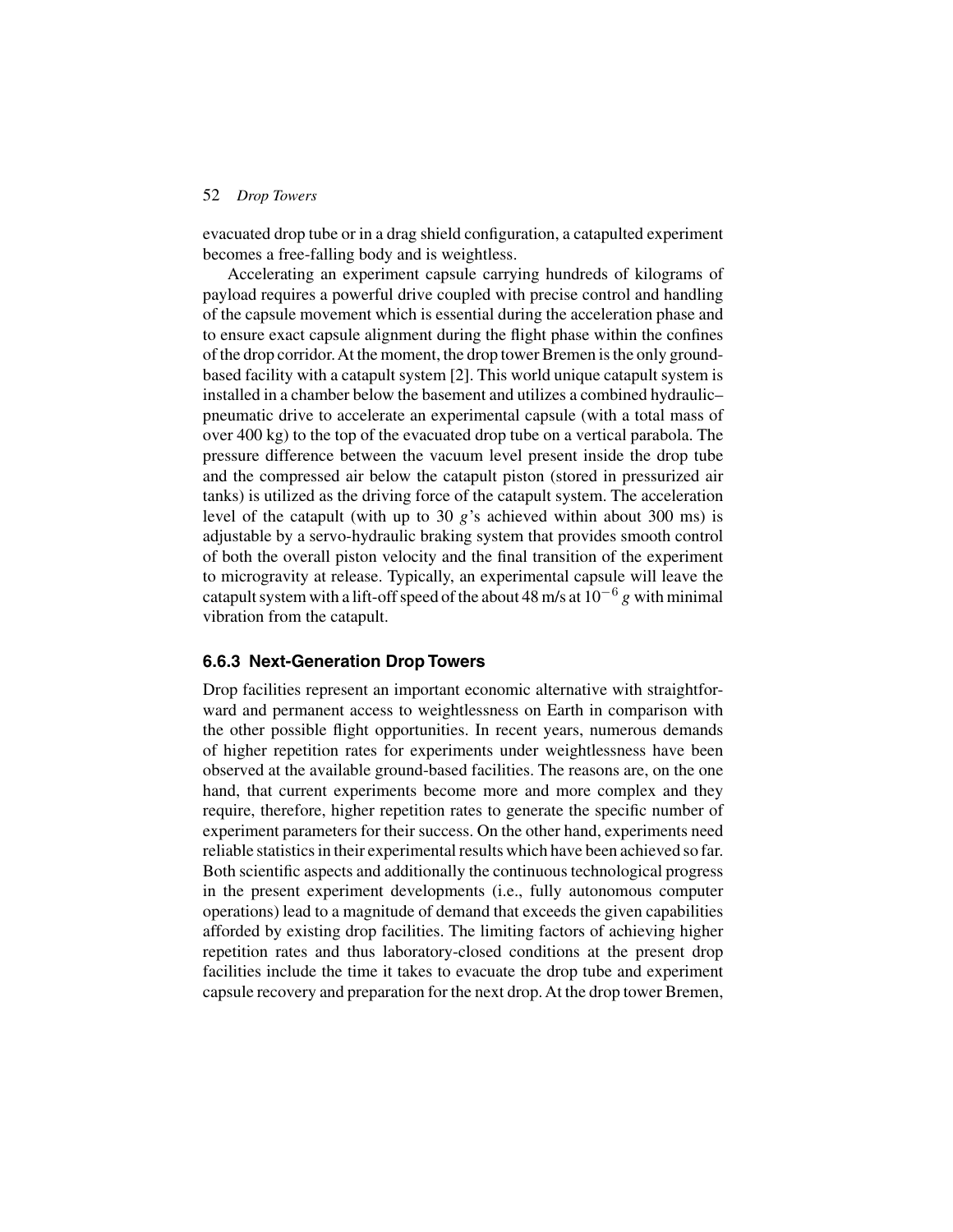evacuated drop tube or in a drag shield configuration, a catapulted experiment becomes a free-falling body and is weightless.

Accelerating an experiment capsule carrying hundreds of kilograms of payload requires a powerful drive coupled with precise control and handling of the capsule movement which is essential during the acceleration phase and to ensure exact capsule alignment during the flight phase within the confines of the drop corridor. At the moment, the drop tower Bremen is the only ground-based facility with a catapult system [2]. This world unique catapult system is installed in a chamber below the basement and utilizes a combined hydraulic–pneumatic drive to accelerate an experimental capsule (with a total mass of over 400 kg) to the top of the evacuated drop tube on a vertical parabola. The pressure difference between the vacuum level present inside the drop tube and the compressed air below the catapult piston (stored in pressurized air tanks) is utilized as the driving force of the catapult system. The acceleration level of the catapult (with up to 30 $g$'s achieved within about 300 ms) is adjustable by a servo-hydraulic braking system that provides smooth control of both the overall piston velocity and the final transition of the experiment to microgravity at release. Typically, an experimental capsule will leave the catapult system with a lift-off speed of the about 48 m/s at $10^{-6}$ $g$ with minimal vibration from the catapult.

### 6.6.3 Next-Generation Drop Towers

Drop facilities represent an important economic alternative with straightforward and permanent access to weightlessness on Earth in comparison with the other possible flight opportunities. In recent years, numerous demands of higher repetition rates for experiments under weightlessness have been observed at the available ground-based facilities. The reasons are, on the one hand, that current experiments become more and more complex and they require, therefore, higher repetition rates to generate the specific number of experiment parameters for their success. On the other hand, experiments need reliable statistics in their experimental results which have been achieved so far. Both scientific aspects and additionally the continuous technological progress in the present experiment developments (i.e., fully autonomous computer operations) lead to a magnitude of demand that exceeds the given capabilities afforded by existing drop facilities. The limiting factors of achieving higher repetition rates and thus laboratory-closed conditions at the present drop facilities include the time it takes to evacuate the drop tube and experiment capsule recovery and preparation for the next drop. At the drop tower Bremen,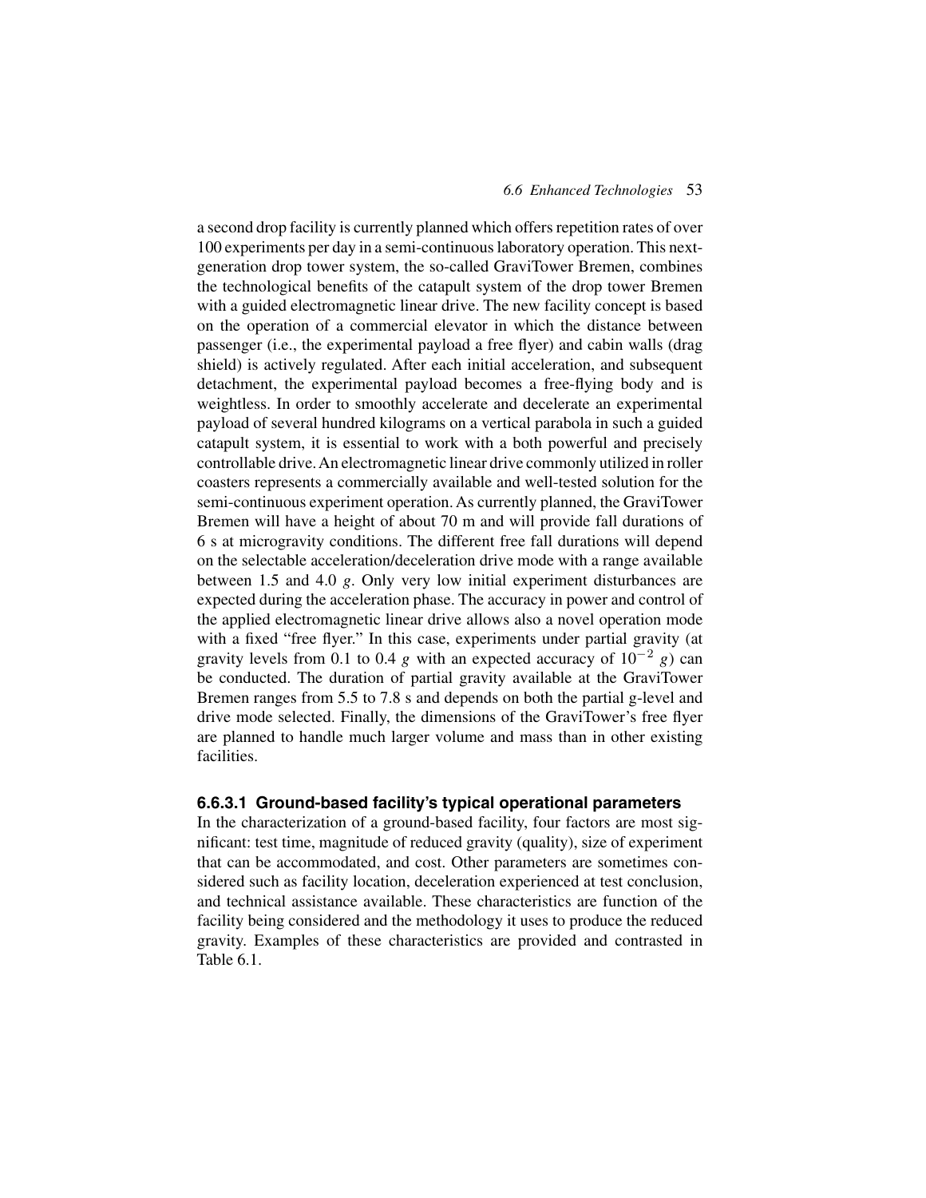a second drop facility is currently planned which offers repetition rates of over 100 experiments per day in a semi-continuous laboratory operation. This next-generation drop tower system, the so-called GraviTower Bremen, combines the technological benefits of the catapult system of the drop tower Bremen with a guided electromagnetic linear drive. The new facility concept is based on the operation of a commercial elevator in which the distance between passenger (i.e., the experimental payload a free flyer) and cabin walls (drag shield) is actively regulated. After each initial acceleration, and subsequent detachment, the experimental payload becomes a free-flying body and is weightless. In order to smoothly accelerate and decelerate an experimental payload of several hundred kilograms on a vertical parabola in such a guided catapult system, it is essential to work with a both powerful and precisely controllable drive. An electromagnetic linear drive commonly utilized in roller coasters represents a commercially available and well-tested solution for the semi-continuous experiment operation. As currently planned, the GraviTower Bremen will have a height of about 70 m and will provide fall durations of 6 s at microgravity conditions. The different free fall durations will depend on the selectable acceleration/deceleration drive mode with a range available between 1.5 and 4.0 $g$. Only very low initial experiment disturbances are expected during the acceleration phase. The accuracy in power and control of the applied electromagnetic linear drive allows also a novel operation mode with a fixed "free flyer." In this case, experiments under partial gravity (at gravity levels from 0.1 to 0.4 $g$ with an expected accuracy of $10^{-2}$ $g$) can be conducted. The duration of partial gravity available at the GraviTower Bremen ranges from 5.5 to 7.8 s and depends on both the partial g-level and drive mode selected. Finally, the dimensions of the GraviTower's free flyer are planned to handle much larger volume and mass than in other existing facilities.

#### 6.6.3.1 Ground-based facility's typical operational parameters

In the characterization of a ground-based facility, four factors are most significant: test time, magnitude of reduced gravity (quality), size of experiment that can be accommodated, and cost. Other parameters are sometimes considered such as facility location, deceleration experienced at test conclusion, and technical assistance available. These characteristics are function of the facility being considered and the methodology it uses to produce the reduced gravity. Examples of these characteristics are provided and contrasted in Table 6.1.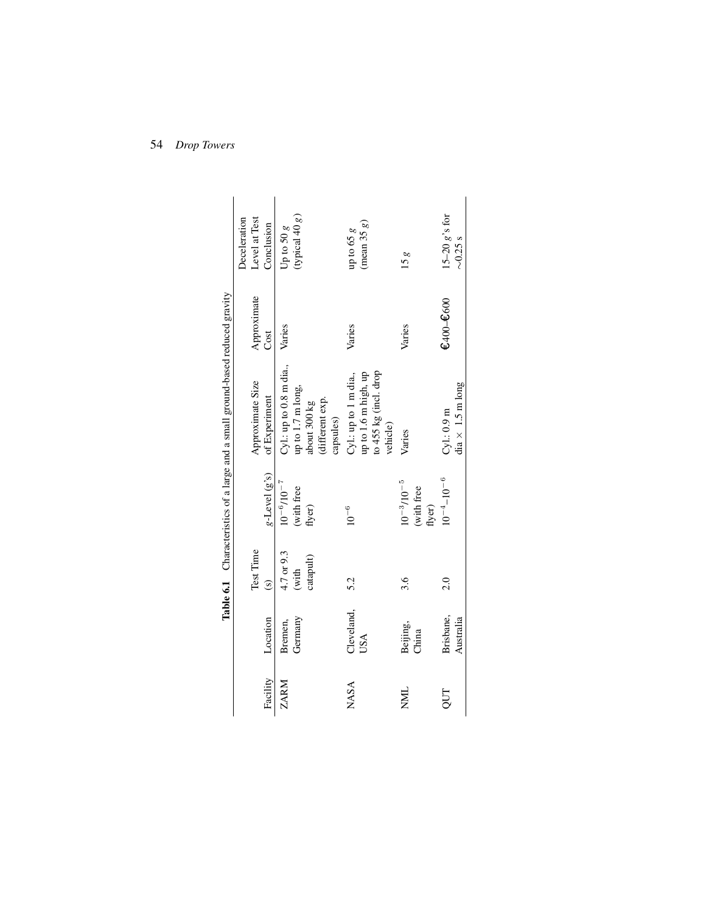**Table 6.1** Characteristics of a large and a small ground-based reduced gravity

| Facility | Location | Test Time (s) | $g$-Level ($g$'s) | Approximate Size of Experiment | Approximate Cost | Deceleration Level at Test Conclusion |
|---|---|---|---|---|---|---|
| ZARM | Bremen, Germany | 4.7 or 9.3 (with catapult) | $10^{-6}/10^{-7}$ (with free flyer) | Cyl.: up to 0.8 m dia., up to 1.7 m long, about 300 kg (different exp. capsules) | Varies | Up to 50 $g$ (typical 40 $g$) |
| NASA | Cleveland, USA | 5.2 | $10^{-6}$ | Cyl.: up to 1 m dia., up to 1.6 m high, up to 455 kg (incl. drop vehicle) | Varies | up to 65 $g$ (mean 35 $g$) |
| NML | Beijing, China | 3.6 | $10^{-3}/10^{-5}$ (with free flyer) | Varies | Varies | 15 $g$ |
| QUT | Brisbane, Australia | 2.0 | $10^{-4}$–$10^{-6}$ | Cyl.: 0.9 m dia × 1.5 m long | €400–€600 | 15–20 $g$'s for ∼0.25 s |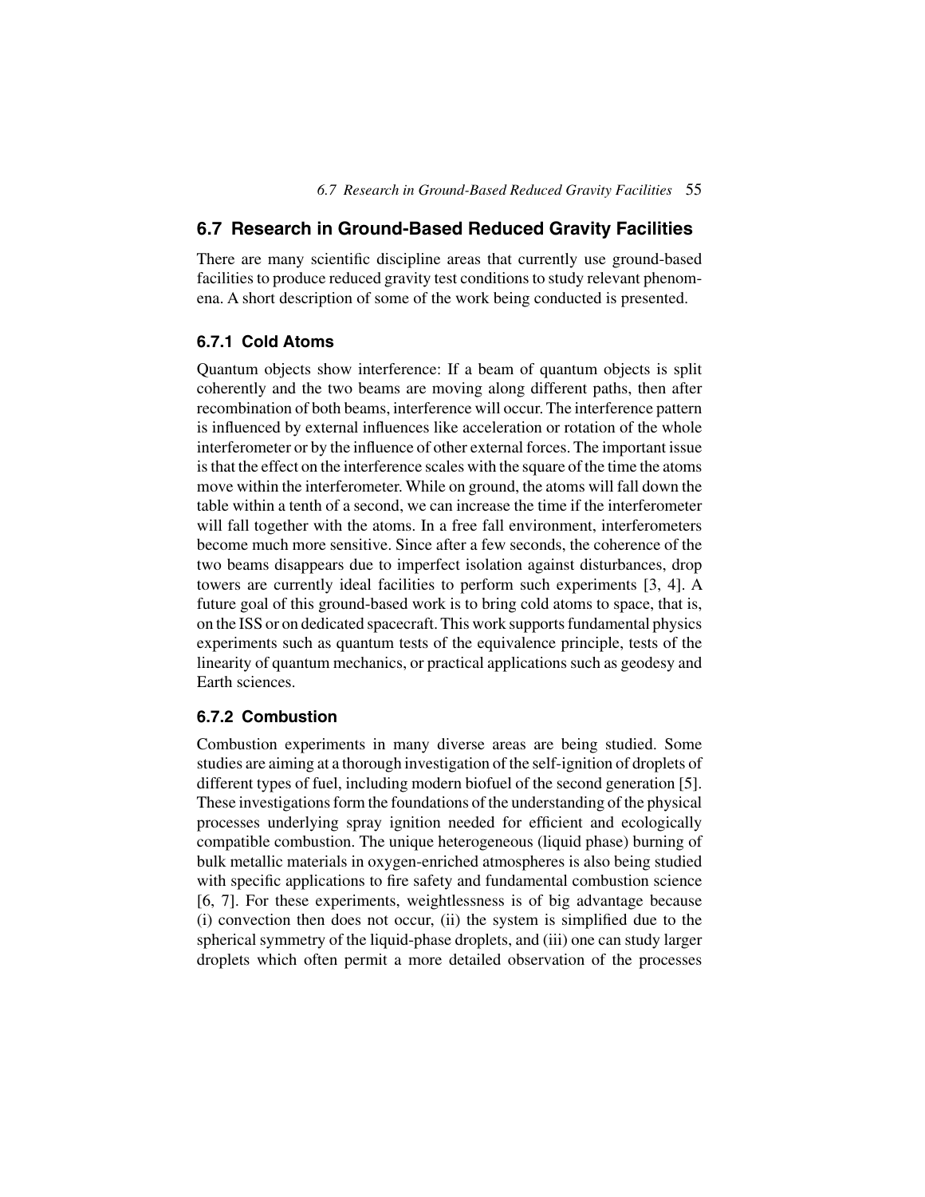## 6.7 Research in Ground-Based Reduced Gravity Facilities

There are many scientific discipline areas that currently use ground-based facilities to produce reduced gravity test conditions to study relevant phenomena. A short description of some of the work being conducted is presented.

### 6.7.1 Cold Atoms

Quantum objects show interference: If a beam of quantum objects is split coherently and the two beams are moving along different paths, then after recombination of both beams, interference will occur. The interference pattern is influenced by external influences like acceleration or rotation of the whole interferometer or by the influence of other external forces. The important issue is that the effect on the interference scales with the square of the time the atoms move within the interferometer. While on ground, the atoms will fall down the table within a tenth of a second, we can increase the time if the interferometer will fall together with the atoms. In a free fall environment, interferometers become much more sensitive. Since after a few seconds, the coherence of the two beams disappears due to imperfect isolation against disturbances, drop towers are currently ideal facilities to perform such experiments [3, 4]. A future goal of this ground-based work is to bring cold atoms to space, that is, on the ISS or on dedicated spacecraft. This work supports fundamental physics experiments such as quantum tests of the equivalence principle, tests of the linearity of quantum mechanics, or practical applications such as geodesy and Earth sciences.

### 6.7.2 Combustion

Combustion experiments in many diverse areas are being studied. Some studies are aiming at a thorough investigation of the self-ignition of droplets of different types of fuel, including modern biofuel of the second generation [5]. These investigations form the foundations of the understanding of the physical processes underlying spray ignition needed for efficient and ecologically compatible combustion. The unique heterogeneous (liquid phase) burning of bulk metallic materials in oxygen-enriched atmospheres is also being studied with specific applications to fire safety and fundamental combustion science [6, 7]. For these experiments, weightlessness is of big advantage because (i) convection then does not occur, (ii) the system is simplified due to the spherical symmetry of the liquid-phase droplets, and (iii) one can study larger droplets which often permit a more detailed observation of the processes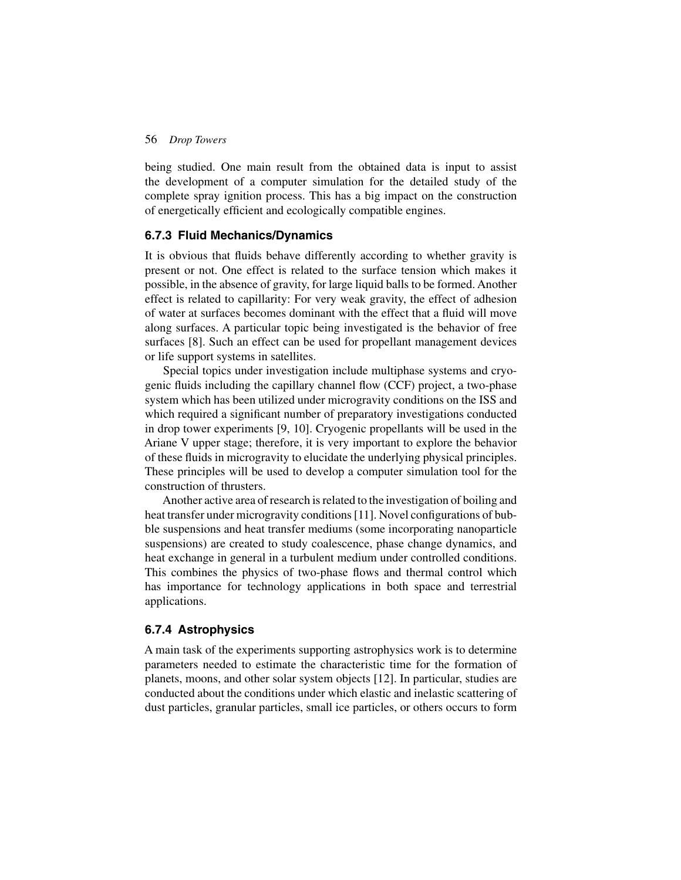being studied. One main result from the obtained data is input to assist the development of a computer simulation for the detailed study of the complete spray ignition process. This has a big impact on the construction of energetically efficient and ecologically compatible engines.

### 6.7.3 Fluid Mechanics/Dynamics

It is obvious that fluids behave differently according to whether gravity is present or not. One effect is related to the surface tension which makes it possible, in the absence of gravity, for large liquid balls to be formed. Another effect is related to capillarity: For very weak gravity, the effect of adhesion of water at surfaces becomes dominant with the effect that a fluid will move along surfaces. A particular topic being investigated is the behavior of free surfaces [8]. Such an effect can be used for propellant management devices or life support systems in satellites.

Special topics under investigation include multiphase systems and cryogenic fluids including the capillary channel flow (CCF) project, a two-phase system which has been utilized under microgravity conditions on the ISS and which required a significant number of preparatory investigations conducted in drop tower experiments [9, 10]. Cryogenic propellants will be used in the Ariane V upper stage; therefore, it is very important to explore the behavior of these fluids in microgravity to elucidate the underlying physical principles. These principles will be used to develop a computer simulation tool for the construction of thrusters.

Another active area of research is related to the investigation of boiling and heat transfer under microgravity conditions [11]. Novel configurations of bubble suspensions and heat transfer mediums (some incorporating nanoparticle suspensions) are created to study coalescence, phase change dynamics, and heat exchange in general in a turbulent medium under controlled conditions. This combines the physics of two-phase flows and thermal control which has importance for technology applications in both space and terrestrial applications.

### 6.7.4 Astrophysics

A main task of the experiments supporting astrophysics work is to determine parameters needed to estimate the characteristic time for the formation of planets, moons, and other solar system objects [12]. In particular, studies are conducted about the conditions under which elastic and inelastic scattering of dust particles, granular particles, small ice particles, or others occurs to form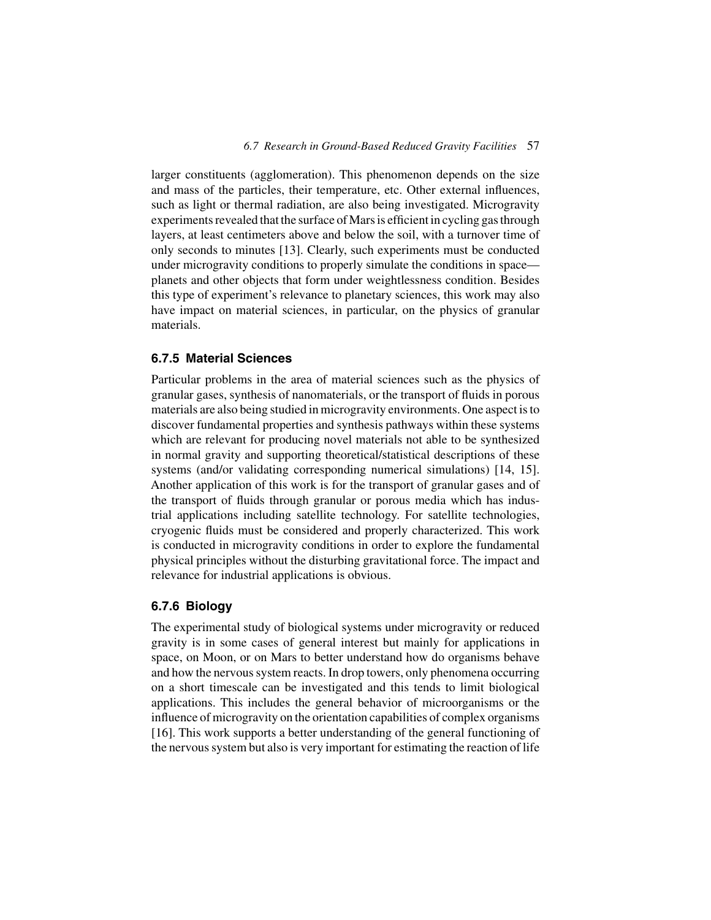larger constituents (agglomeration). This phenomenon depends on the size and mass of the particles, their temperature, etc. Other external influences, such as light or thermal radiation, are also being investigated. Microgravity experiments revealed that the surface of Mars is efficient in cycling gas through layers, at least centimeters above and below the soil, with a turnover time of only seconds to minutes [13]. Clearly, such experiments must be conducted under microgravity conditions to properly simulate the conditions in space—planets and other objects that form under weightlessness condition. Besides this type of experiment's relevance to planetary sciences, this work may also have impact on material sciences, in particular, on the physics of granular materials.

### 6.7.5 Material Sciences

Particular problems in the area of material sciences such as the physics of granular gases, synthesis of nanomaterials, or the transport of fluids in porous materials are also being studied in microgravity environments. One aspect is to discover fundamental properties and synthesis pathways within these systems which are relevant for producing novel materials not able to be synthesized in normal gravity and supporting theoretical/statistical descriptions of these systems (and/or validating corresponding numerical simulations) [14, 15]. Another application of this work is for the transport of granular gases and of the transport of fluids through granular or porous media which has industrial applications including satellite technology. For satellite technologies, cryogenic fluids must be considered and properly characterized. This work is conducted in microgravity conditions in order to explore the fundamental physical principles without the disturbing gravitational force. The impact and relevance for industrial applications is obvious.

### 6.7.6 Biology

The experimental study of biological systems under microgravity or reduced gravity is in some cases of general interest but mainly for applications in space, on Moon, or on Mars to better understand how do organisms behave and how the nervous system reacts. In drop towers, only phenomena occurring on a short timescale can be investigated and this tends to limit biological applications. This includes the general behavior of microorganisms or the influence of microgravity on the orientation capabilities of complex organisms [16]. This work supports a better understanding of the general functioning of the nervous system but also is very important for estimating the reaction of life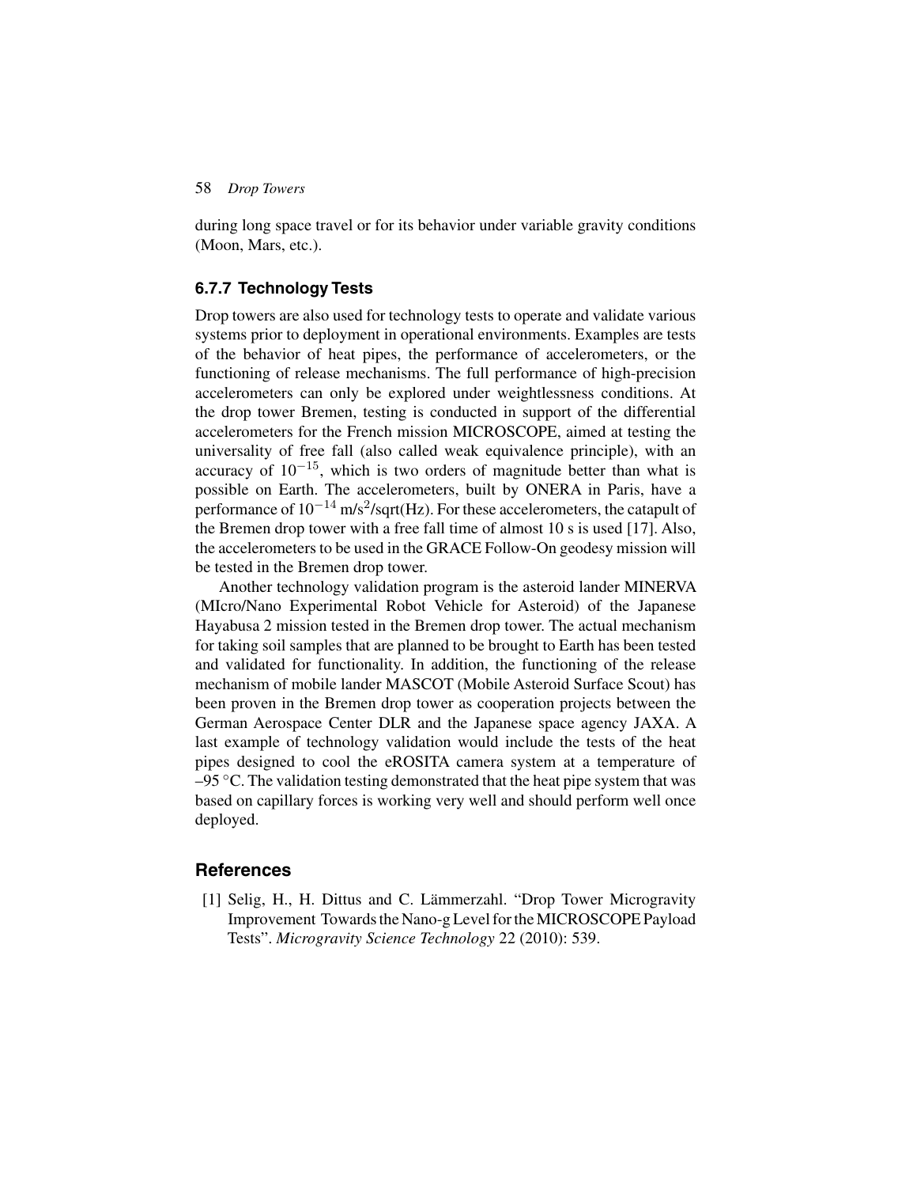during long space travel or for its behavior under variable gravity conditions (Moon, Mars, etc.).

### 6.7.7 Technology Tests

Drop towers are also used for technology tests to operate and validate various systems prior to deployment in operational environments. Examples are tests of the behavior of heat pipes, the performance of accelerometers, or the functioning of release mechanisms. The full performance of high-precision accelerometers can only be explored under weightlessness conditions. At the drop tower Bremen, testing is conducted in support of the differential accelerometers for the French mission MICROSCOPE, aimed at testing the universality of free fall (also called weak equivalence principle), with an accuracy of $10^{-15}$, which is two orders of magnitude better than what is possible on Earth. The accelerometers, built by ONERA in Paris, have a performance of $10^{-14}$ m/s$^2$/sqrt(Hz). For these accelerometers, the catapult of the Bremen drop tower with a free fall time of almost 10 s is used [17]. Also, the accelerometers to be used in the GRACE Follow-On geodesy mission will be tested in the Bremen drop tower.

Another technology validation program is the asteroid lander MINERVA (MIcro/Nano Experimental Robot Vehicle for Asteroid) of the Japanese Hayabusa 2 mission tested in the Bremen drop tower. The actual mechanism for taking soil samples that are planned to be brought to Earth has been tested and validated for functionality. In addition, the functioning of the release mechanism of mobile lander MASCOT (Mobile Asteroid Surface Scout) has been proven in the Bremen drop tower as cooperation projects between the German Aerospace Center DLR and the Japanese space agency JAXA. A last example of technology validation would include the tests of the heat pipes designed to cool the eROSITA camera system at a temperature of –95 °C. The validation testing demonstrated that the heat pipe system that was based on capillary forces is working very well and should perform well once deployed.

## References

[1] Selig, H., H. Dittus and C. Lämmerzahl. "Drop Tower Microgravity Improvement Towards the Nano-g Level for the MICROSCOPE Payload Tests". *Microgravity Science Technology* 22 (2010): 539.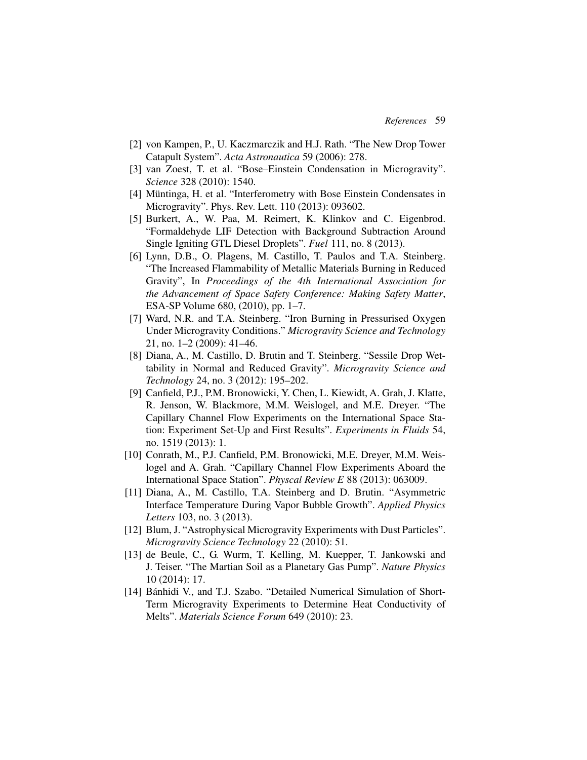[2] von Kampen, P., U. Kaczmarczik and H.J. Rath. "The New Drop Tower Catapult System". *Acta Astronautica* 59 (2006): 278.

[3] van Zoest, T. et al. "Bose–Einstein Condensation in Microgravity". *Science* 328 (2010): 1540.

[4] Müntinga, H. et al. "Interferometry with Bose Einstein Condensates in Microgravity". Phys. Rev. Lett. 110 (2013): 093602.

[5] Burkert, A., W. Paa, M. Reimert, K. Klinkov and C. Eigenbrod. "Formaldehyde LIF Detection with Background Subtraction Around Single Igniting GTL Diesel Droplets". *Fuel* 111, no. 8 (2013).

[6] Lynn, D.B., O. Plagens, M. Castillo, T. Paulos and T.A. Steinberg. "The Increased Flammability of Metallic Materials Burning in Reduced Gravity", In *Proceedings of the 4th International Association for the Advancement of Space Safety Conference: Making Safety Matter*, ESA-SP Volume 680, (2010), pp. 1–7.

[7] Ward, N.R. and T.A. Steinberg. "Iron Burning in Pressurised Oxygen Under Microgravity Conditions." *Microgravity Science and Technology* 21, no. 1–2 (2009): 41–46.

[8] Diana, A., M. Castillo, D. Brutin and T. Steinberg. "Sessile Drop Wettability in Normal and Reduced Gravity". *Microgravity Science and Technology* 24, no. 3 (2012): 195–202.

[9] Canfield, P.J., P.M. Bronowicki, Y. Chen, L. Kiewidt, A. Grah, J. Klatte, R. Jenson, W. Blackmore, M.M. Weislogel, and M.E. Dreyer. "The Capillary Channel Flow Experiments on the International Space Station: Experiment Set-Up and First Results". *Experiments in Fluids* 54, no. 1519 (2013): 1.

[10] Conrath, M., P.J. Canfield, P.M. Bronowicki, M.E. Dreyer, M.M. Weislogel and A. Grah. "Capillary Channel Flow Experiments Aboard the International Space Station". *Physcal Review E* 88 (2013): 063009.

[11] Diana, A., M. Castillo, T.A. Steinberg and D. Brutin. "Asymmetric Interface Temperature During Vapor Bubble Growth". *Applied Physics Letters* 103, no. 3 (2013).

[12] Blum, J. "Astrophysical Microgravity Experiments with Dust Particles". *Microgravity Science Technology* 22 (2010): 51.

[13] de Beule, C., G. Wurm, T. Kelling, M. Kuepper, T. Jankowski and J. Teiser. "The Martian Soil as a Planetary Gas Pump". *Nature Physics* 10 (2014): 17.

[14] Bánhidi V., and T.J. Szabo. "Detailed Numerical Simulation of Short-Term Microgravity Experiments to Determine Heat Conductivity of Melts". *Materials Science Forum* 649 (2010): 23.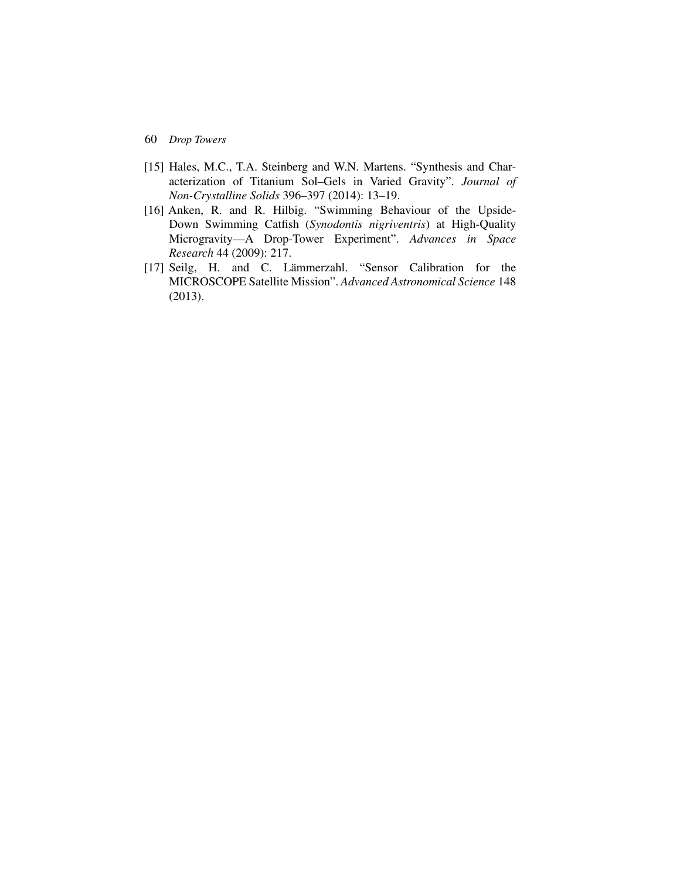[15] Hales, M.C., T.A. Steinberg and W.N. Martens. "Synthesis and Characterization of Titanium Sol–Gels in Varied Gravity". *Journal of Non-Crystalline Solids* 396–397 (2014): 13–19.

[16] Anken, R. and R. Hilbig. "Swimming Behaviour of the Upside-Down Swimming Catfish (*Synodontis nigriventris*) at High-Quality Microgravity—A Drop-Tower Experiment". *Advances in Space Research* 44 (2009): 217.

[17] Seilg, H. and C. Lämmerzahl. "Sensor Calibration for the MICROSCOPE Satellite Mission". *Advanced Astronomical Science* 148 (2013).